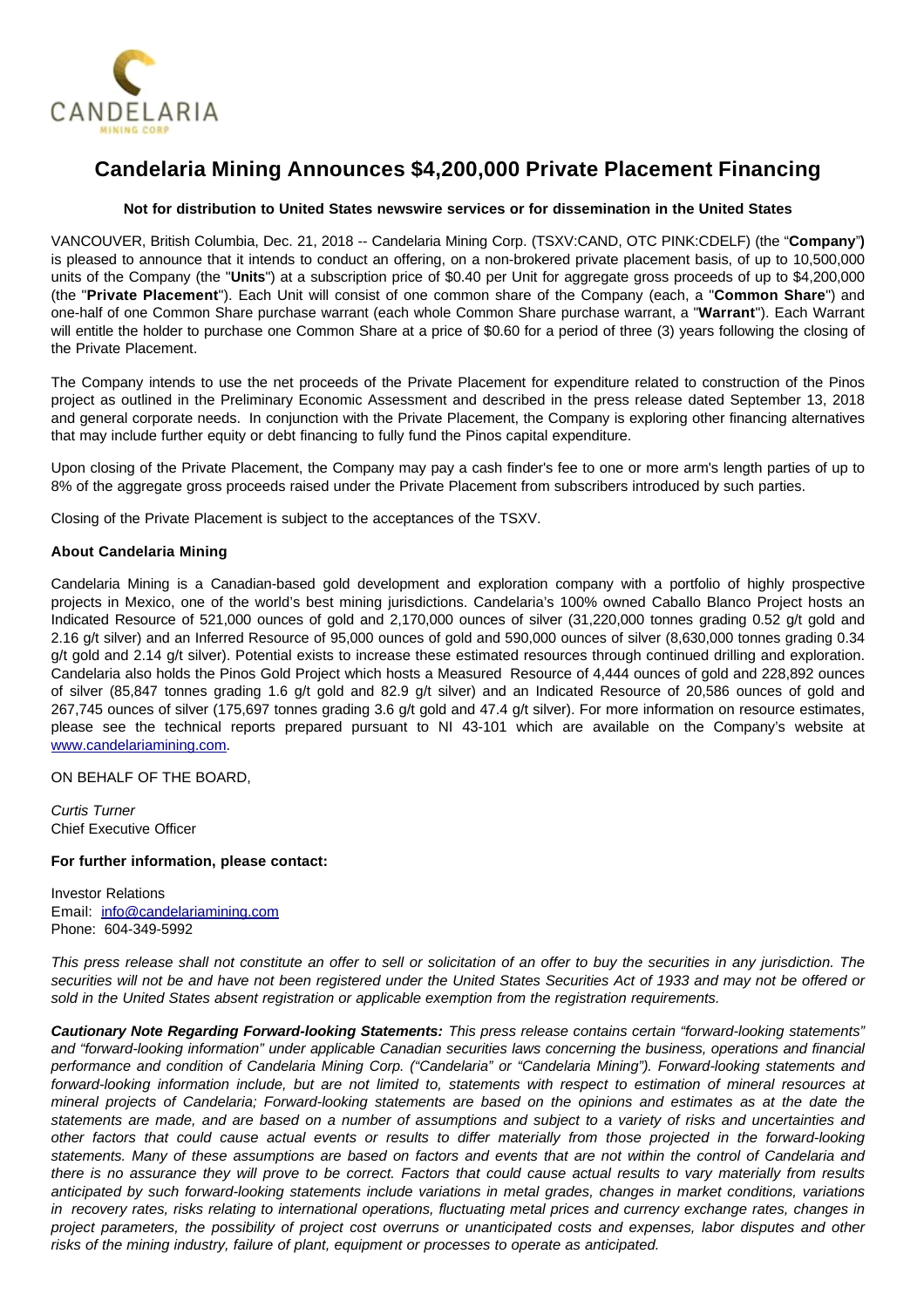# Candelaria Mining Announces $4,200,000 Private Placement Financing

**Not for distribution to United States newswire services or for dissemination in the United States**

VANCOUVER, British Columbia, Dec. 21, 2018 -- Candelaria Mining Corp. (TSXV:CAND, OTC PINK:CDELF) (the "**Company")** is pleased to announce that it intends to conduct an offering, on a non-brokered private placement basis, of up to 10,500,000 units of the Company (the "**Units**") at a subscription price of $0.40 per Unit for aggregate gross proceeds of up to $4,200,000 (the "**Private Placement**"). Each Unit will consist of one common share of the Company (each, a "**Common Share**") and one-half of one Common Share purchase warrant (each whole Common Share purchase warrant, a "**Warrant**"). Each Warrant will entitle the holder to purchase one Common Share at a price of $0.60 for a period of three (3) years following the closing of the Private Placement.

The Company intends to use the net proceeds of the Private Placement for expenditure related to construction of the Pinos project as outlined in the Preliminary Economic Assessment and described in the press release dated September 13, 2018 and general corporate needs. In conjunction with the Private Placement, the Company is exploring other financing alternatives that may include further equity or debt financing to fully fund the Pinos capital expenditure.

Upon closing of the Private Placement, the Company may pay a cash finder's fee to one or more arm's length parties of up to 8% of the aggregate gross proceeds raised under the Private Placement from subscribers introduced by such parties.

Closing of the Private Placement is subject to the acceptances of the TSXV.

**About Candelaria Mining**

Candelaria Mining is a Canadian-based gold development and exploration company with a portfolio of highly prospective projects in Mexico, one of the world's best mining jurisdictions. Candelaria's 100% owned Caballo Blanco Project hosts an Indicated Resource of 521,000 ounces of gold and 2,170,000 ounces of silver (31,220,000 tonnes grading 0.52 g/t gold and 2.16 g/t silver) and an Inferred Resource of 95,000 ounces of gold and 590,000 ounces of silver (8,630,000 tonnes grading 0.34 g/t gold and 2.14 g/t silver). Potential exists to increase these estimated resources through continued drilling and exploration. Candelaria also holds the Pinos Gold Project which hosts a Measured Resource of 4,444 ounces of gold and 228,892 ounces of silver (85,847 tonnes grading 1.6 g/t gold and 82.9 g/t silver) and an Indicated Resource of 20,586 ounces of gold and 267,745 ounces of silver (175,697 tonnes grading 3.6 g/t gold and 47.4 g/t silver). For more information on resource estimates, please see the technical reports prepared pursuant to NI 43-101 which are available on the Company's website at [www.candelariamining.com](www.candelariamining.com).

ON BEHALF OF THE BOARD,

*Curtis Turner*
Chief Executive Officer

**For further information, please contact:**

Investor Relations
Email: [info@candelariamining.com](mailto:info@candelariamining.com)
Phone: 604-349-5992

*This press release shall not constitute an offer to sell or solicitation of an offer to buy the securities in any jurisdiction. The securities will not be and have not been registered under the United States Securities Act of 1933 and may not be offered or sold in the United States absent registration or applicable exemption from the registration requirements.*

***Cautionary Note Regarding Forward-looking Statements:*** *This press release contains certain "forward-looking statements" and "forward-looking information" under applicable Canadian securities laws concerning the business, operations and financial performance and condition of Candelaria Mining Corp. ("Candelaria" or "Candelaria Mining"). Forward-looking statements and forward-looking information include, but are not limited to, statements with respect to estimation of mineral resources at mineral projects of Candelaria; Forward-looking statements are based on the opinions and estimates as at the date the statements are made, and are based on a number of assumptions and subject to a variety of risks and uncertainties and other factors that could cause actual events or results to differ materially from those projected in the forward-looking statements. Many of these assumptions are based on factors and events that are not within the control of Candelaria and there is no assurance they will prove to be correct. Factors that could cause actual results to vary materially from results anticipated by such forward-looking statements include variations in metal grades, changes in market conditions, variations in recovery rates, risks relating to international operations, fluctuating metal prices and currency exchange rates, changes in project parameters, the possibility of project cost overruns or unanticipated costs and expenses, labor disputes and other risks of the mining industry, failure of plant, equipment or processes to operate as anticipated.*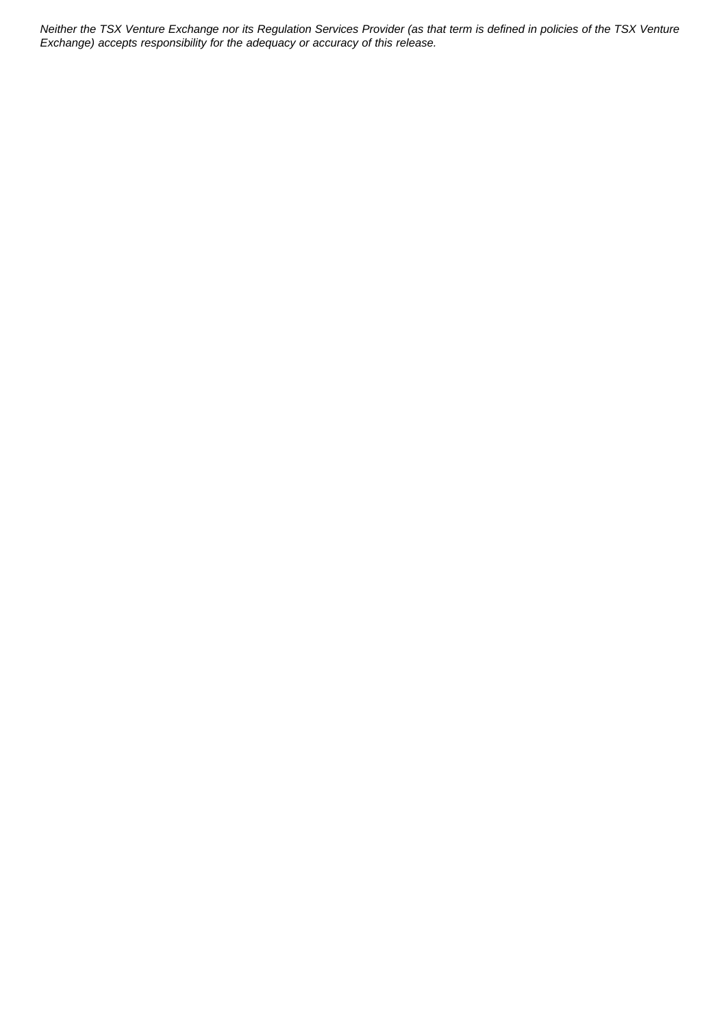*Neither the TSX Venture Exchange nor its Regulation Services Provider (as that term is defined in policies of the TSX Venture Exchange) accepts responsibility for the adequacy or accuracy of this release.*